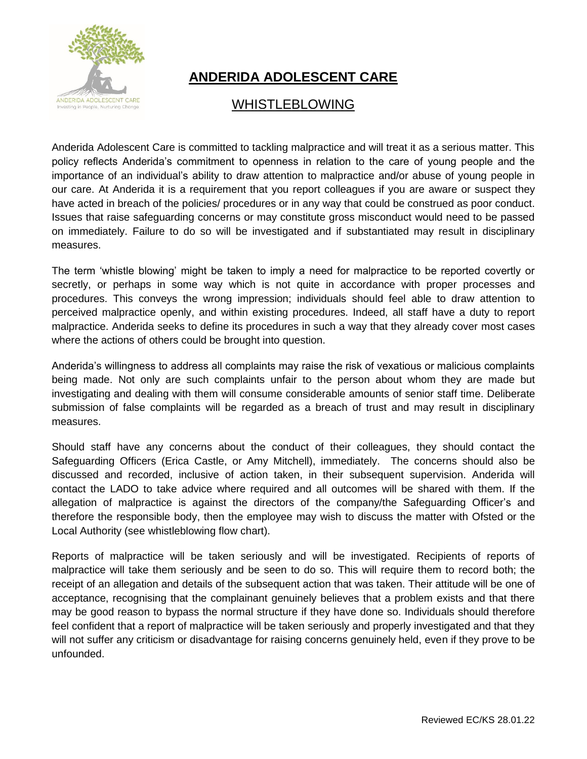# ANDERIDA ADOLESCENT CARE

## WHISTLEBLOWING

Anderida Adolescent Care is committed to tackling malpractice and will treat it as a serious matter. This policy reflects Anderida's commitment to openness in relation to the care of young people and the importance of an individual's ability to draw attention to malpractice and/or abuse of young people in our care. At Anderida it is a requirement that you report colleagues if you are aware or suspect they have acted in breach of the policies/ procedures or in any way that could be construed as poor conduct. Issues that raise safeguarding concerns or may constitute gross misconduct would need to be passed on immediately. Failure to do so will be investigated and if substantiated may result in disciplinary measures.

The term 'whistle blowing' might be taken to imply a need for malpractice to be reported covertly or secretly, or perhaps in some way which is not quite in accordance with proper processes and procedures. This conveys the wrong impression; individuals should feel able to draw attention to perceived malpractice openly, and within existing procedures. Indeed, all staff have a duty to report malpractice. Anderida seeks to define its procedures in such a way that they already cover most cases where the actions of others could be brought into question.

Anderida's willingness to address all complaints may raise the risk of vexatious or malicious complaints being made. Not only are such complaints unfair to the person about whom they are made but investigating and dealing with them will consume considerable amounts of senior staff time. Deliberate submission of false complaints will be regarded as a breach of trust and may result in disciplinary measures.

Should staff have any concerns about the conduct of their colleagues, they should contact the Safeguarding Officers (Erica Castle, or Amy Mitchell), immediately. The concerns should also be discussed and recorded, inclusive of action taken, in their subsequent supervision. Anderida will contact the LADO to take advice where required and all outcomes will be shared with them. If the allegation of malpractice is against the directors of the company/the Safeguarding Officer's and therefore the responsible body, then the employee may wish to discuss the matter with Ofsted or the Local Authority (see whistleblowing flow chart).

Reports of malpractice will be taken seriously and will be investigated. Recipients of reports of malpractice will take them seriously and be seen to do so. This will require them to record both; the receipt of an allegation and details of the subsequent action that was taken. Their attitude will be one of acceptance, recognising that the complainant genuinely believes that a problem exists and that there may be good reason to bypass the normal structure if they have done so. Individuals should therefore feel confident that a report of malpractice will be taken seriously and properly investigated and that they will not suffer any criticism or disadvantage for raising concerns genuinely held, even if they prove to be unfounded.

Reviewed EC/KS 28.01.22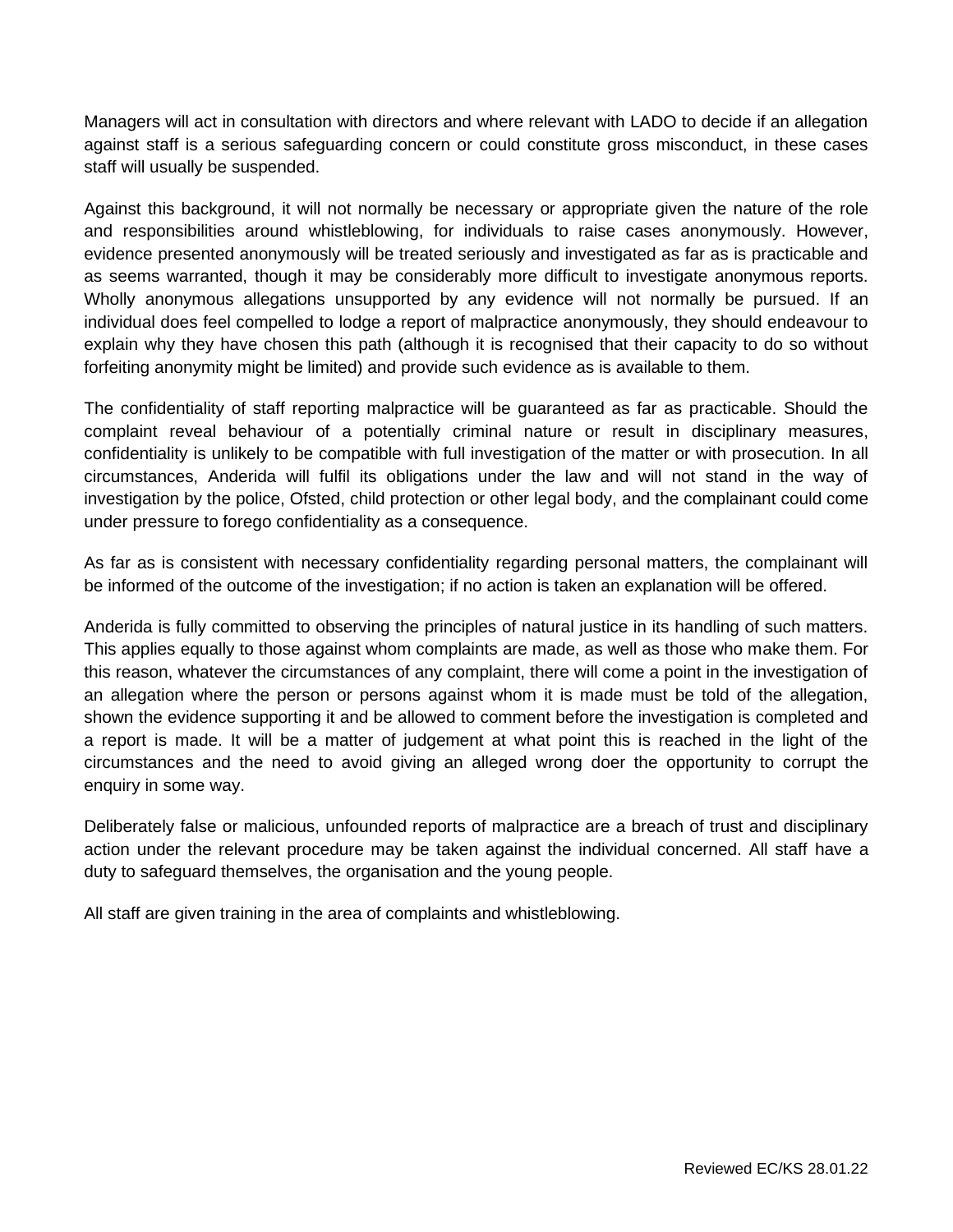Managers will act in consultation with directors and where relevant with LADO to decide if an allegation against staff is a serious safeguarding concern or could constitute gross misconduct, in these cases staff will usually be suspended.

Against this background, it will not normally be necessary or appropriate given the nature of the role and responsibilities around whistleblowing, for individuals to raise cases anonymously. However, evidence presented anonymously will be treated seriously and investigated as far as is practicable and as seems warranted, though it may be considerably more difficult to investigate anonymous reports. Wholly anonymous allegations unsupported by any evidence will not normally be pursued. If an individual does feel compelled to lodge a report of malpractice anonymously, they should endeavour to explain why they have chosen this path (although it is recognised that their capacity to do so without forfeiting anonymity might be limited) and provide such evidence as is available to them.

The confidentiality of staff reporting malpractice will be guaranteed as far as practicable. Should the complaint reveal behaviour of a potentially criminal nature or result in disciplinary measures, confidentiality is unlikely to be compatible with full investigation of the matter or with prosecution. In all circumstances, Anderida will fulfil its obligations under the law and will not stand in the way of investigation by the police, Ofsted, child protection or other legal body, and the complainant could come under pressure to forego confidentiality as a consequence.

As far as is consistent with necessary confidentiality regarding personal matters, the complainant will be informed of the outcome of the investigation; if no action is taken an explanation will be offered.

Anderida is fully committed to observing the principles of natural justice in its handling of such matters. This applies equally to those against whom complaints are made, as well as those who make them. For this reason, whatever the circumstances of any complaint, there will come a point in the investigation of an allegation where the person or persons against whom it is made must be told of the allegation, shown the evidence supporting it and be allowed to comment before the investigation is completed and a report is made. It will be a matter of judgement at what point this is reached in the light of the circumstances and the need to avoid giving an alleged wrong doer the opportunity to corrupt the enquiry in some way.

Deliberately false or malicious, unfounded reports of malpractice are a breach of trust and disciplinary action under the relevant procedure may be taken against the individual concerned. All staff have a duty to safeguard themselves, the organisation and the young people.

All staff are given training in the area of complaints and whistleblowing.

Reviewed EC/KS 28.01.22